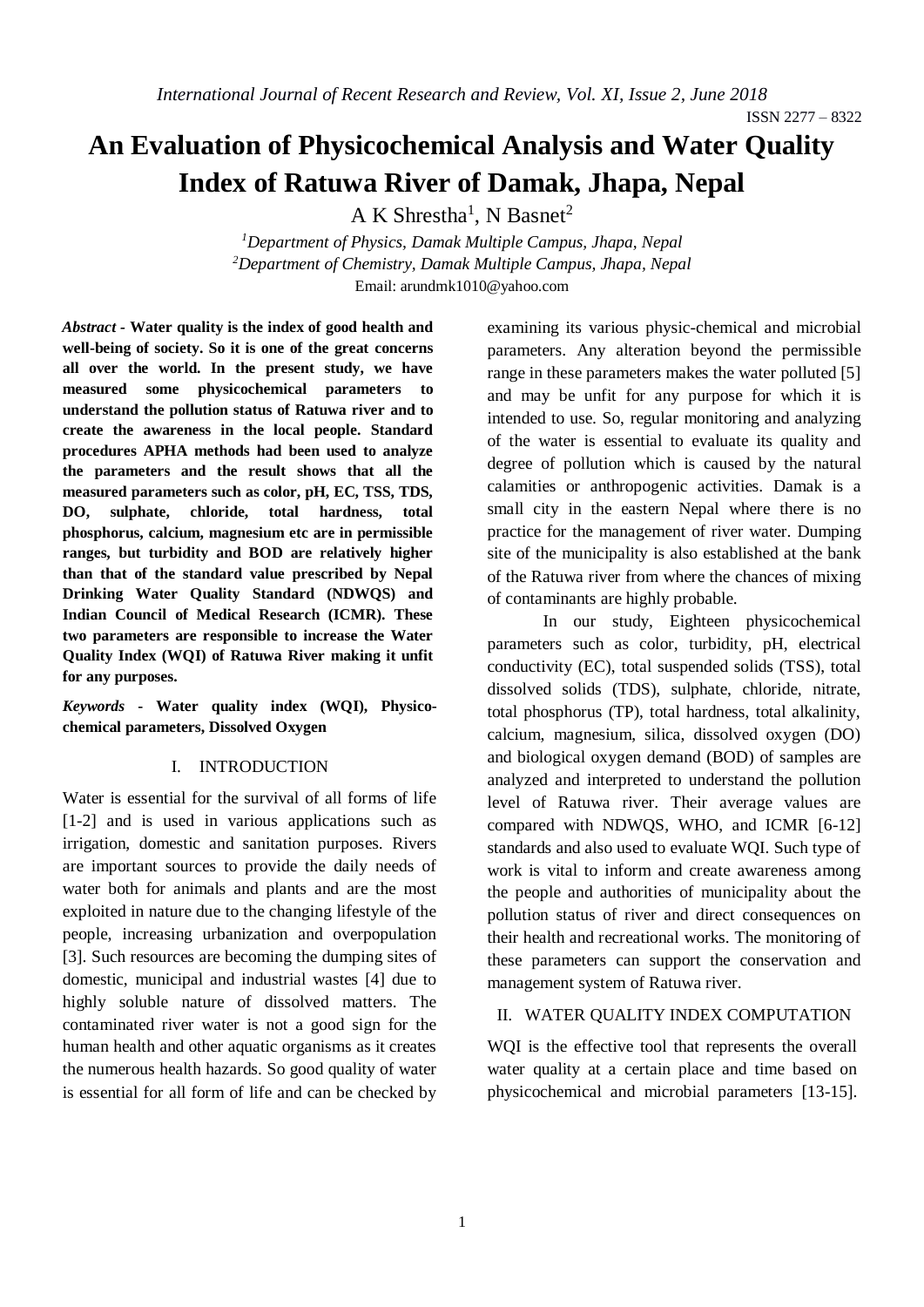# An Evaluation of Physicochemical Analysis and Water Quality Index of Ratuwa River of Damak, Jhapa, Nepal

A K Shrestha[1], N Basnet[2]

[1]*Department of Physics, Damak Multiple Campus, Jhapa, Nepal*
[2]*Department of Chemistry, Damak Multiple Campus, Jhapa, Nepal*
Email: arundmk1010@yahoo.com

***Abstract* - Water quality is the index of good health and well-being of society. So it is one of the great concerns all over the world. In the present study, we have measured some physicochemical parameters to understand the pollution status of Ratuwa river and to create the awareness in the local people. Standard procedures APHA methods had been used to analyze the parameters and the result shows that all the measured parameters such as color, pH, EC, TSS, TDS, DO, sulphate, chloride, total hardness, total phosphorus, calcium, magnesium etc are in permissible ranges, but turbidity and BOD are relatively higher than that of the standard value prescribed by Nepal Drinking Water Quality Standard (NDWQS) and Indian Council of Medical Research (ICMR). These two parameters are responsible to increase the Water Quality Index (WQI) of Ratuwa River making it unfit for any purposes.**

***Keywords* - Water quality index (WQI), Physico-chemical parameters, Dissolved Oxygen**

## I. INTRODUCTION

Water is essential for the survival of all forms of life [1-2] and is used in various applications such as irrigation, domestic and sanitation purposes. Rivers are important sources to provide the daily needs of water both for animals and plants and are the most exploited in nature due to the changing lifestyle of the people, increasing urbanization and overpopulation [3]. Such resources are becoming the dumping sites of domestic, municipal and industrial wastes [4] due to highly soluble nature of dissolved matters. The contaminated river water is not a good sign for the human health and other aquatic organisms as it creates the numerous health hazards. So good quality of water is essential for all form of life and can be checked by examining its various physic-chemical and microbial parameters. Any alteration beyond the permissible range in these parameters makes the water polluted [5] and may be unfit for any purpose for which it is intended to use. So, regular monitoring and analyzing of the water is essential to evaluate its quality and degree of pollution which is caused by the natural calamities or anthropogenic activities. Damak is a small city in the eastern Nepal where there is no practice for the management of river water. Dumping site of the municipality is also established at the bank of the Ratuwa river from where the chances of mixing of contaminants are highly probable.

In our study, Eighteen physicochemical parameters such as color, turbidity, pH, electrical conductivity (EC), total suspended solids (TSS), total dissolved solids (TDS), sulphate, chloride, nitrate, total phosphorus (TP), total hardness, total alkalinity, calcium, magnesium, silica, dissolved oxygen (DO) and biological oxygen demand (BOD) of samples are analyzed and interpreted to understand the pollution level of Ratuwa river. Their average values are compared with NDWQS, WHO, and ICMR [6-12] standards and also used to evaluate WQI. Such type of work is vital to inform and create awareness among the people and authorities of municipality about the pollution status of river and direct consequences on their health and recreational works. The monitoring of these parameters can support the conservation and management system of Ratuwa river.

## II. WATER QUALITY INDEX COMPUTATION

WQI is the effective tool that represents the overall water quality at a certain place and time based on physicochemical and microbial parameters [13-15].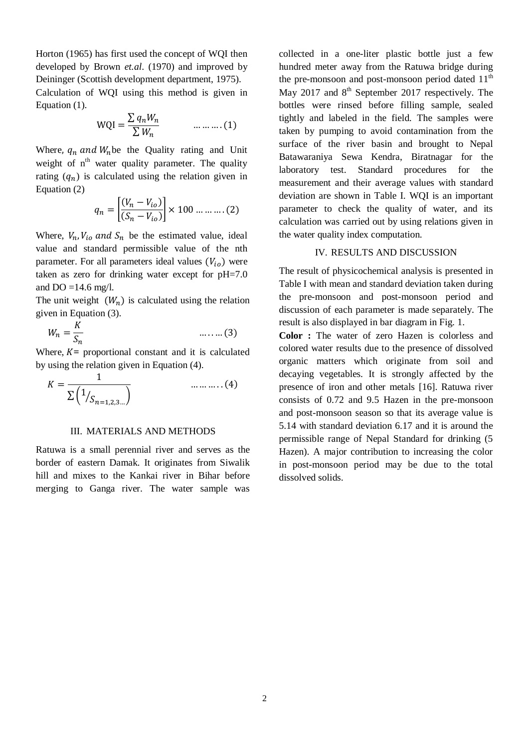Horton (1965) has first used the concept of WQI then developed by Brown *et.al*. (1970) and improved by Deininger (Scottish development department, 1975). Calculation of WQI using this method is given in Equation (1).

$$\text{WQI} = \frac{\sum q_n W_n}{\sum W_n} \quad \ldots\ldots\ldots(1)$$

Where, $q_n$ *and* $W_n$ be the Quality rating and Unit weight of n[th] water quality parameter. The quality rating ($q_n$) is calculated using the relation given in Equation (2)

$$q_n = \left[\frac{(V_n - V_{io})}{(S_n - V_{io})}\right] \times 100 \ldots\ldots\ldots(2)$$

Where, $V_n, V_{io}$ *and* $S_n$ be the estimated value, ideal value and standard permissible value of the nth parameter. For all parameters ideal values ($V_{io}$) were taken as zero for drinking water except for pH=7.0 and DO =14.6 mg/l.

The unit weight ($W_n$) is calculated using the relation given in Equation (3).

$$W_n = \frac{K}{S_n} \quad \ldots\ldots\ldots(3)$$

Where, $K$= proportional constant and it is calculated by using the relation given in Equation (4).

$$K = \frac{1}{\sum\left(1/S_{n=1,2,3\ldots}\right)} \quad \ldots\ldots\ldots(4)$$

## III. MATERIALS AND METHODS

Ratuwa is a small perennial river and serves as the border of eastern Damak. It originates from Siwalik hill and mixes to the Kankai river in Bihar before merging to Ganga river. The water sample was collected in a one-liter plastic bottle just a few hundred meter away from the Ratuwa bridge during the pre-monsoon and post-monsoon period dated 11[th] May 2017 and 8[th] September 2017 respectively. The bottles were rinsed before filling sample, sealed tightly and labeled in the field. The samples were taken by pumping to avoid contamination from the surface of the river basin and brought to Nepal Batawaraniya Sewa Kendra, Biratnagar for the laboratory test. Standard procedures for the measurement and their average values with standard deviation are shown in Table I. WQI is an important parameter to check the quality of water, and its calculation was carried out by using relations given in the water quality index computation.

## IV. RESULTS AND DISCUSSION

The result of physicochemical analysis is presented in Table I with mean and standard deviation taken during the pre-monsoon and post-monsoon period and discussion of each parameter is made separately. The result is also displayed in bar diagram in Fig. 1.

**Color :** The water of zero Hazen is colorless and colored water results due to the presence of dissolved organic matters which originate from soil and decaying vegetables. It is strongly affected by the presence of iron and other metals [16]. Ratuwa river consists of 0.72 and 9.5 Hazen in the pre-monsoon and post-monsoon season so that its average value is 5.14 with standard deviation 6.17 and it is around the permissible range of Nepal Standard for drinking (5 Hazen). A major contribution to increasing the color in post-monsoon period may be due to the total dissolved solids.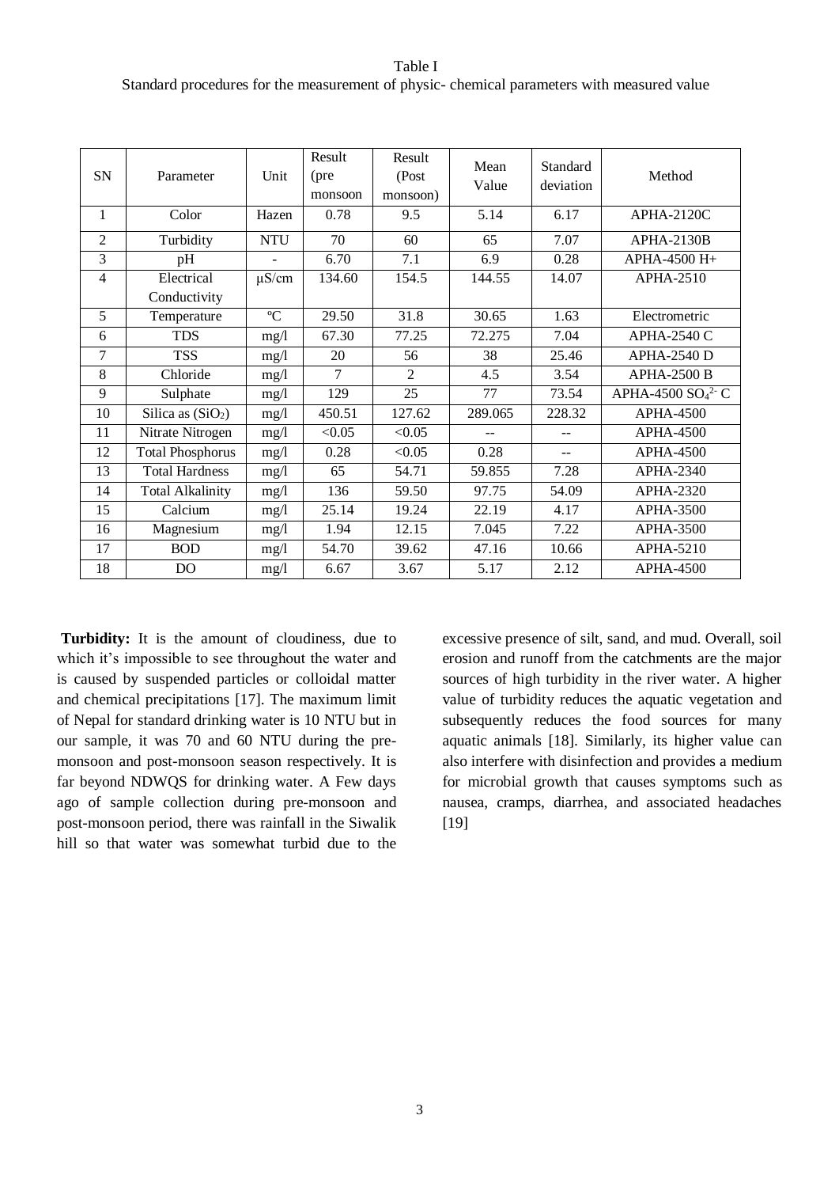Table I

Standard procedures for the measurement of physic- chemical parameters with measured value

| SN | Parameter | Unit | Result (pre monsoon | Result (Post monsoon) | Mean Value | Standard deviation | Method |
|---|---|---|---|---|---|---|---|
| 1 | Color | Hazen | 0.78 | 9.5 | 5.14 | 6.17 | APHA-2120C |
| 2 | Turbidity | NTU | 70 | 60 | 65 | 7.07 | APHA-2130B |
| 3 | pH | - | 6.70 | 7.1 | 6.9 | 0.28 | APHA-4500 H+ |
| 4 | Electrical Conductivity | μS/cm | 134.60 | 154.5 | 144.55 | 14.07 | APHA-2510 |
| 5 | Temperature | ºC | 29.50 | 31.8 | 30.65 | 1.63 | Electrometric |
| 6 | TDS | mg/l | 67.30 | 77.25 | 72.275 | 7.04 | APHA-2540 C |
| 7 | TSS | mg/l | 20 | 56 | 38 | 25.46 | APHA-2540 D |
| 8 | Chloride | mg/l | 7 | 2 | 4.5 | 3.54 | APHA-2500 B |
| 9 | Sulphate | mg/l | 129 | 25 | 77 | 73.54 | APHA-4500 $SO_4^{2-}$ C |
| 10 | Silica as ($SiO_2$) | mg/l | 450.51 | 127.62 | 289.065 | 228.32 | APHA-4500 |
| 11 | Nitrate Nitrogen | mg/l | <0.05 | <0.05 | -- | -- | APHA-4500 |
| 12 | Total Phosphorus | mg/l | 0.28 | <0.05 | 0.28 | -- | APHA-4500 |
| 13 | Total Hardness | mg/l | 65 | 54.71 | 59.855 | 7.28 | APHA-2340 |
| 14 | Total Alkalinity | mg/l | 136 | 59.50 | 97.75 | 54.09 | APHA-2320 |
| 15 | Calcium | mg/l | 25.14 | 19.24 | 22.19 | 4.17 | APHA-3500 |
| 16 | Magnesium | mg/l | 1.94 | 12.15 | 7.045 | 7.22 | APHA-3500 |
| 17 | BOD | mg/l | 54.70 | 39.62 | 47.16 | 10.66 | APHA-5210 |
| 18 | DO | mg/l | 6.67 | 3.67 | 5.17 | 2.12 | APHA-4500 |

**Turbidity:** It is the amount of cloudiness, due to which it's impossible to see throughout the water and is caused by suspended particles or colloidal matter and chemical precipitations [17]. The maximum limit of Nepal for standard drinking water is 10 NTU but in our sample, it was 70 and 60 NTU during the pre-monsoon and post-monsoon season respectively. It is far beyond NDWQS for drinking water. A Few days ago of sample collection during pre-monsoon and post-monsoon period, there was rainfall in the Siwalik hill so that water was somewhat turbid due to the excessive presence of silt, sand, and mud. Overall, soil erosion and runoff from the catchments are the major sources of high turbidity in the river water. A higher value of turbidity reduces the aquatic vegetation and subsequently reduces the food sources for many aquatic animals [18]. Similarly, its higher value can also interfere with disinfection and provides a medium for microbial growth that causes symptoms such as nausea, cramps, diarrhea, and associated headaches [19]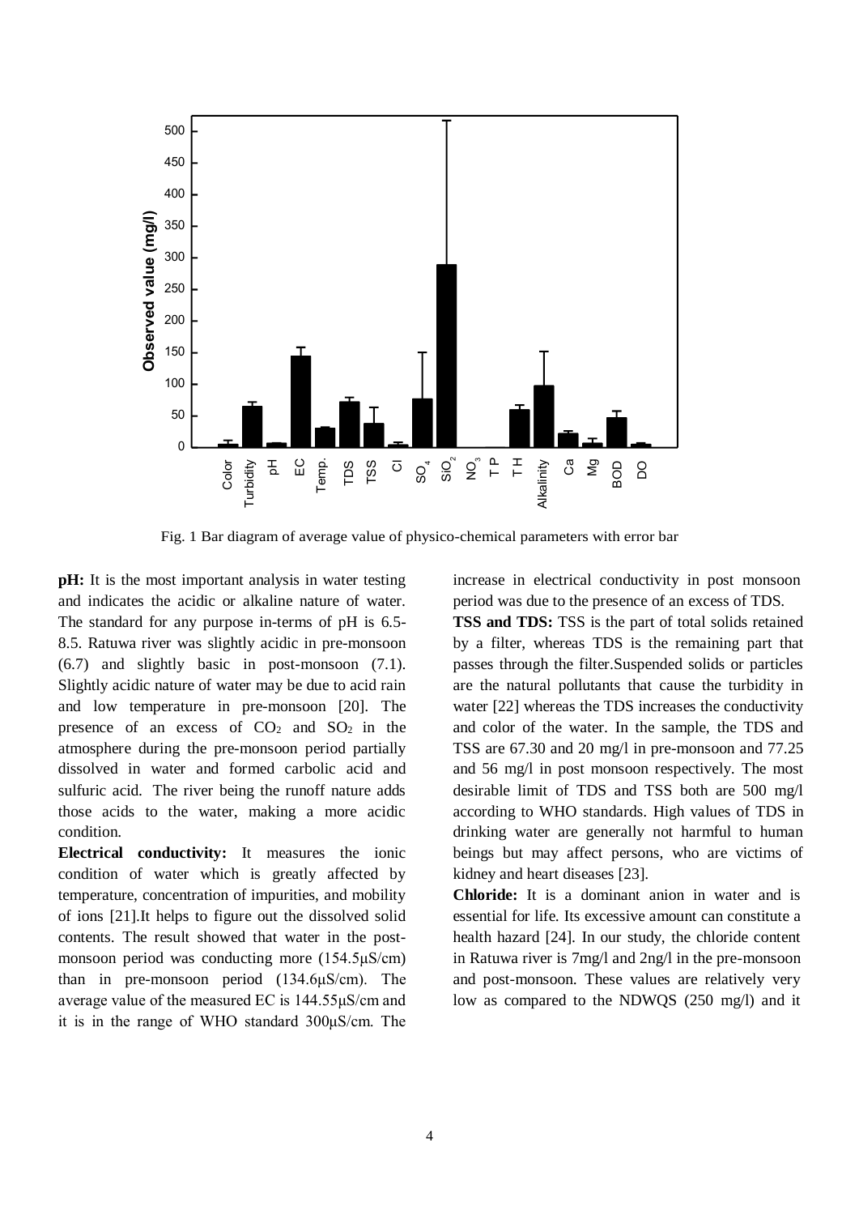Fig. 1 Bar diagram of average value of physico-chemical parameters with error bar

**pH:** It is the most important analysis in water testing and indicates the acidic or alkaline nature of water. The standard for any purpose in-terms of pH is 6.5-8.5. Ratuwa river was slightly acidic in pre-monsoon (6.7) and slightly basic in post-monsoon (7.1). Slightly acidic nature of water may be due to acid rain and low temperature in pre-monsoon [20]. The presence of an excess of $CO_2$ and $SO_2$ in the atmosphere during the pre-monsoon period partially dissolved in water and formed carbolic acid and sulfuric acid. The river being the runoff nature adds those acids to the water, making a more acidic condition.

**Electrical conductivity:** It measures the ionic condition of water which is greatly affected by temperature, concentration of impurities, and mobility of ions [21].It helps to figure out the dissolved solid contents. The result showed that water in the post-monsoon period was conducting more (154.5μS/cm) than in pre-monsoon period (134.6μS/cm). The average value of the measured EC is 144.55μS/cm and it is in the range of WHO standard 300μS/cm. The increase in electrical conductivity in post monsoon period was due to the presence of an excess of TDS.

**TSS and TDS:** TSS is the part of total solids retained by a filter, whereas TDS is the remaining part that passes through the filter.Suspended solids or particles are the natural pollutants that cause the turbidity in water [22] whereas the TDS increases the conductivity and color of the water. In the sample, the TDS and TSS are 67.30 and 20 mg/l in pre-monsoon and 77.25 and 56 mg/l in post monsoon respectively. The most desirable limit of TDS and TSS both are 500 mg/l according to WHO standards. High values of TDS in drinking water are generally not harmful to human beings but may affect persons, who are victims of kidney and heart diseases [23].

**Chloride:** It is a dominant anion in water and is essential for life. Its excessive amount can constitute a health hazard [24]. In our study, the chloride content in Ratuwa river is 7mg/l and 2ng/l in the pre-monsoon and post-monsoon. These values are relatively very low as compared to the NDWQS (250 mg/l) and it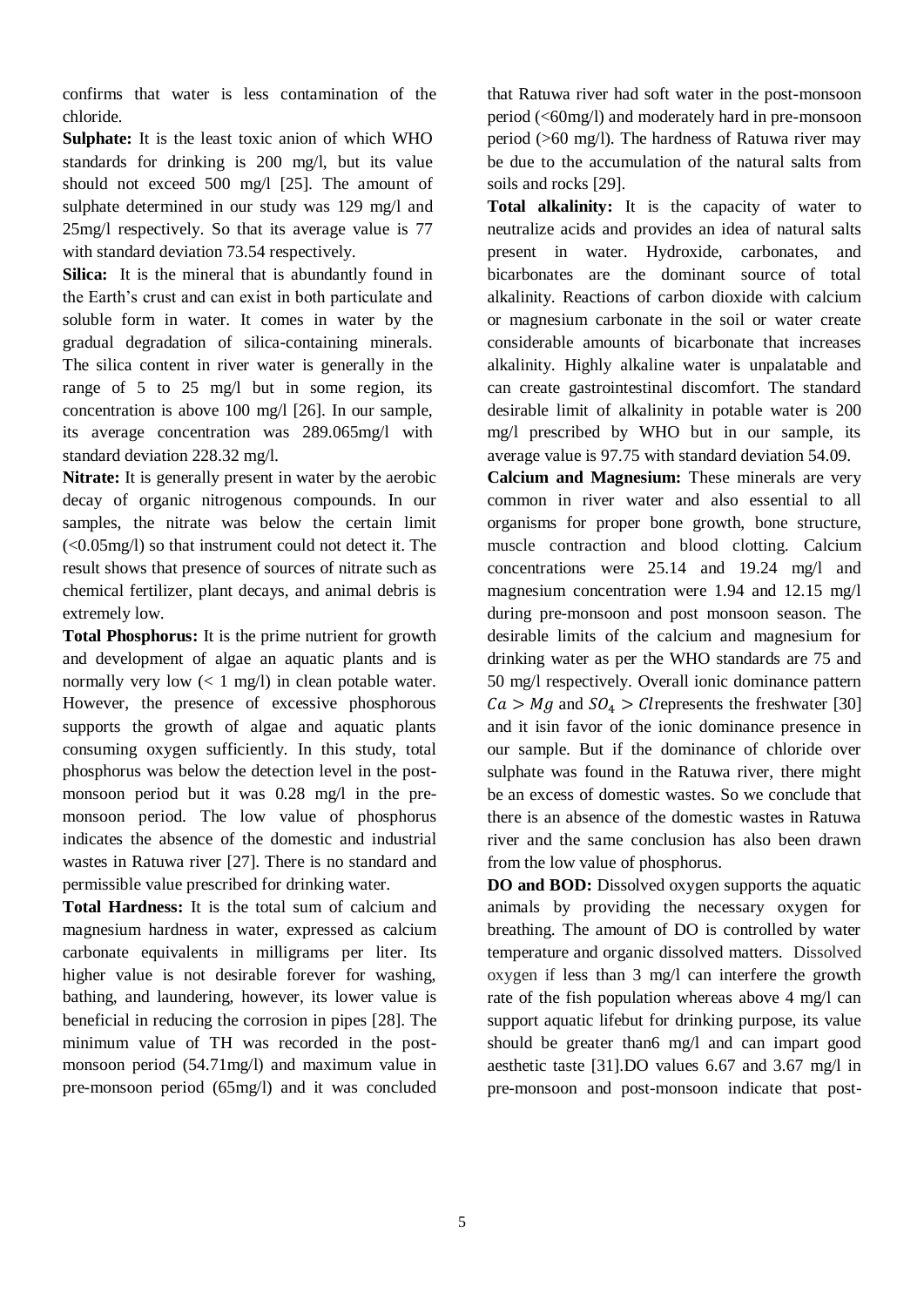confirms that water is less contamination of the chloride.

**Sulphate:** It is the least toxic anion of which WHO standards for drinking is 200 mg/l, but its value should not exceed 500 mg/l [25]. The amount of sulphate determined in our study was 129 mg/l and 25mg/l respectively. So that its average value is 77 with standard deviation 73.54 respectively.

**Silica:** It is the mineral that is abundantly found in the Earth's crust and can exist in both particulate and soluble form in water. It comes in water by the gradual degradation of silica-containing minerals. The silica content in river water is generally in the range of 5 to 25 mg/l but in some region, its concentration is above 100 mg/l [26]. In our sample, its average concentration was 289.065mg/l with standard deviation 228.32 mg/l.

**Nitrate:** It is generally present in water by the aerobic decay of organic nitrogenous compounds. In our samples, the nitrate was below the certain limit (<0.05mg/l) so that instrument could not detect it. The result shows that presence of sources of nitrate such as chemical fertilizer, plant decays, and animal debris is extremely low.

**Total Phosphorus:** It is the prime nutrient for growth and development of algae an aquatic plants and is normally very low (< 1 mg/l) in clean potable water. However, the presence of excessive phosphorous supports the growth of algae and aquatic plants consuming oxygen sufficiently. In this study, total phosphorus was below the detection level in the post-monsoon period but it was 0.28 mg/l in the pre-monsoon period. The low value of phosphorus indicates the absence of the domestic and industrial wastes in Ratuwa river [27]. There is no standard and permissible value prescribed for drinking water.

**Total Hardness:** It is the total sum of calcium and magnesium hardness in water, expressed as calcium carbonate equivalents in milligrams per liter. Its higher value is not desirable forever for washing, bathing, and laundering, however, its lower value is beneficial in reducing the corrosion in pipes [28]. The minimum value of TH was recorded in the post-monsoon period (54.71mg/l) and maximum value in pre-monsoon period (65mg/l) and it was concluded that Ratuwa river had soft water in the post-monsoon period (<60mg/l) and moderately hard in pre-monsoon period (>60 mg/l). The hardness of Ratuwa river may be due to the accumulation of the natural salts from soils and rocks [29].

**Total alkalinity:** It is the capacity of water to neutralize acids and provides an idea of natural salts present in water. Hydroxide, carbonates, and bicarbonates are the dominant source of total alkalinity. Reactions of carbon dioxide with calcium or magnesium carbonate in the soil or water create considerable amounts of bicarbonate that increases alkalinity. Highly alkaline water is unpalatable and can create gastrointestinal discomfort. The standard desirable limit of alkalinity in potable water is 200 mg/l prescribed by WHO but in our sample, its average value is 97.75 with standard deviation 54.09.

**Calcium and Magnesium:** These minerals are very common in river water and also essential to all organisms for proper bone growth, bone structure, muscle contraction and blood clotting. Calcium concentrations were 25.14 and 19.24 mg/l and magnesium concentration were 1.94 and 12.15 mg/l during pre-monsoon and post monsoon season. The desirable limits of the calcium and magnesium for drinking water as per the WHO standards are 75 and 50 mg/l respectively. Overall ionic dominance pattern $Ca > Mg$ and $SO_4 > Cl$represents the freshwater [30] and it isin favor of the ionic dominance presence in our sample. But if the dominance of chloride over sulphate was found in the Ratuwa river, there might be an excess of domestic wastes. So we conclude that there is an absence of the domestic wastes in Ratuwa river and the same conclusion has also been drawn from the low value of phosphorus.

**DO and BOD:** Dissolved oxygen supports the aquatic animals by providing the necessary oxygen for breathing. The amount of DO is controlled by water temperature and organic dissolved matters. Dissolved oxygen if less than 3 mg/l can interfere the growth rate of the fish population whereas above 4 mg/l can support aquatic lifebut for drinking purpose, its value should be greater than6 mg/l and can impart good aesthetic taste [31].DO values 6.67 and 3.67 mg/l in pre-monsoon and post-monsoon indicate that post-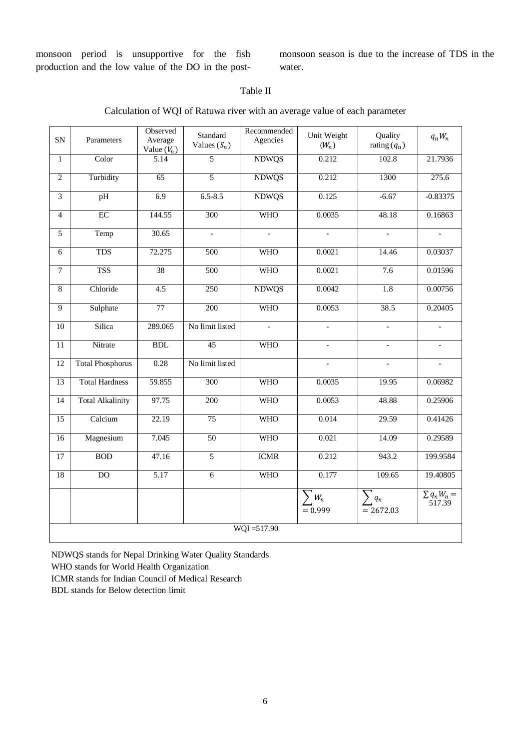monsoon period is unsupportive for the fish production and the low value of the DO in the post-monsoon season is due to the increase of TDS in the water.

Table II

Calculation of WQI of Ratuwa river with an average value of each parameter

| SN | Parameters | Observed Average Value ($V_n$) | Standard Values ($S_n$) | Recommended Agencies | Unit Weight ($W_n$) | Quality rating ($q_n$) | $q_n W_n$ |
|---|---|---|---|---|---|---|---|
| 1 | Color | 5.14 | 5 | NDWQS | 0.212 | 102.8 | 21.7936 |
| 2 | Turbidity | 65 | 5 | NDWQS | 0.212 | 1300 | 275.6 |
| 3 | pH | 6.9 | 6.5-8.5 | NDWQS | 0.125 | -6.67 | -0.83375 |
| 4 | EC | 144.55 | 300 | WHO | 0.0035 | 48.18 | 0.16863 |
| 5 | Temp | 30.65 | - | - | - | - | - |
| 6 | TDS | 72.275 | 500 | WHO | 0.0021 | 14.46 | 0.03037 |
| 7 | TSS | 38 | 500 | WHO | 0.0021 | 7.6 | 0.01596 |
| 8 | Chloride | 4.5 | 250 | NDWQS | 0.0042 | 1.8 | 0.00756 |
| 9 | Sulphate | 77 | 200 | WHO | 0.0053 | 38.5 | 0.20405 |
| 10 | Silica | 289.065 | No limit listed | - | - | - | - |
| 11 | Nitrate | BDL | 45 | WHO | - | - | - |
| 12 | Total Phosphorus | 0.28 | No limit listed | | - | - | - |
| 13 | Total Hardness | 59.855 | 300 | WHO | 0.0035 | 19.95 | 0.06982 |
| 14 | Total Alkalinity | 97.75 | 200 | WHO | 0.0053 | 48.88 | 0.25906 |
| 15 | Calcium | 22.19 | 75 | WHO | 0.014 | 29.59 | 0.41426 |
| 16 | Magnesium | 7.045 | 50 | WHO | 0.021 | 14.09 | 0.29589 |
| 17 | BOD | 47.16 | 5 | ICMR | 0.212 | 943.2 | 199.9584 |
| 18 | DO | 5.17 | 6 | WHO | 0.177 | 109.65 | 19.40805 |
| | | | | | $\sum W_n = 0.999$ | $\sum q_n = 2672.03$ | $\sum q_n W_n = 517.39$ |
| WQI =517.90 | | | | | | | |

NDWQS stands for Nepal Drinking Water Quality Standards

WHO stands for World Health Organization

ICMR stands for Indian Council of Medical Research

BDL stands for Below detection limit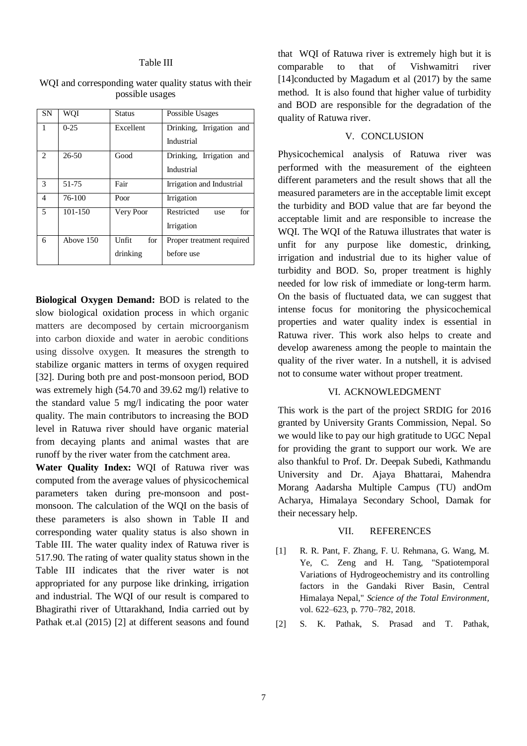Table III

WQI and corresponding water quality status with their possible usages

| SN | WQI | Status | Possible Usages |
| --- | --- | --- | --- |
| 1 | 0-25 | Excellent | Drinking, Irrigation and Industrial |
| 2 | 26-50 | Good | Drinking, Irrigation and Industrial |
| 3 | 51-75 | Fair | Irrigation and Industrial |
| 4 | 76-100 | Poor | Irrigation |
| 5 | 101-150 | Very Poor | Restricted use for Irrigation |
| 6 | Above 150 | Unfit for drinking | Proper treatment required before use |

**Biological Oxygen Demand:** BOD is related to the slow biological oxidation process in which organic matters are decomposed by certain microorganism into carbon dioxide and water in aerobic conditions using dissolve oxygen. It measures the strength to stabilize organic matters in terms of oxygen required [32]. During both pre and post-monsoon period, BOD was extremely high (54.70 and 39.62 mg/l) relative to the standard value 5 mg/l indicating the poor water quality. The main contributors to increasing the BOD level in Ratuwa river should have organic material from decaying plants and animal wastes that are runoff by the river water from the catchment area.

**Water Quality Index:** WQI of Ratuwa river was computed from the average values of physicochemical parameters taken during pre-monsoon and post-monsoon. The calculation of the WQI on the basis of these parameters is also shown in Table II and corresponding water quality status is also shown in Table III. The water quality index of Ratuwa river is 517.90. The rating of water quality status shown in the Table III indicates that the river water is not appropriated for any purpose like drinking, irrigation and industrial. The WQI of our result is compared to Bhagirathi river of Uttarakhand, India carried out by Pathak et.al (2015) [2] at different seasons and found that WQI of Ratuwa river is extremely high but it is comparable to that of Vishwamitri river [14]conducted by Magadum et al (2017) by the same method. It is also found that higher value of turbidity and BOD are responsible for the degradation of the quality of Ratuwa river.

## V. CONCLUSION

Physicochemical analysis of Ratuwa river was performed with the measurement of the eighteen different parameters and the result shows that all the measured parameters are in the acceptable limit except the turbidity and BOD value that are far beyond the acceptable limit and are responsible to increase the WQI. The WQI of the Ratuwa illustrates that water is unfit for any purpose like domestic, drinking, irrigation and industrial due to its higher value of turbidity and BOD. So, proper treatment is highly needed for low risk of immediate or long-term harm. On the basis of fluctuated data, we can suggest that intense focus for monitoring the physicochemical properties and water quality index is essential in Ratuwa river. This work also helps to create and develop awareness among the people to maintain the quality of the river water. In a nutshell, it is advised not to consume water without proper treatment.

## VI. ACKNOWLEDGMENT

This work is the part of the project SRDIG for 2016 granted by University Grants Commission, Nepal. So we would like to pay our high gratitude to UGC Nepal for providing the grant to support our work. We are also thankful to Prof. Dr. Deepak Subedi, Kathmandu University and Dr. Ajaya Bhattarai, Mahendra Morang Aadarsha Multiple Campus (TU) andOm Acharya, Himalaya Secondary School, Damak for their necessary help.

## VII. REFERENCES

[1] R. R. Pant, F. Zhang, F. U. Rehmana, G. Wang, M. Ye, C. Zeng and H. Tang, "Spatiotemporal Variations of Hydrogeochemistry and its controlling factors in the Gandaki River Basin, Central Himalaya Nepal," *Science of the Total Environment,* vol. 622–623, p. 770–782, 2018.

[2] S. K. Pathak, S. Prasad and T. Pathak,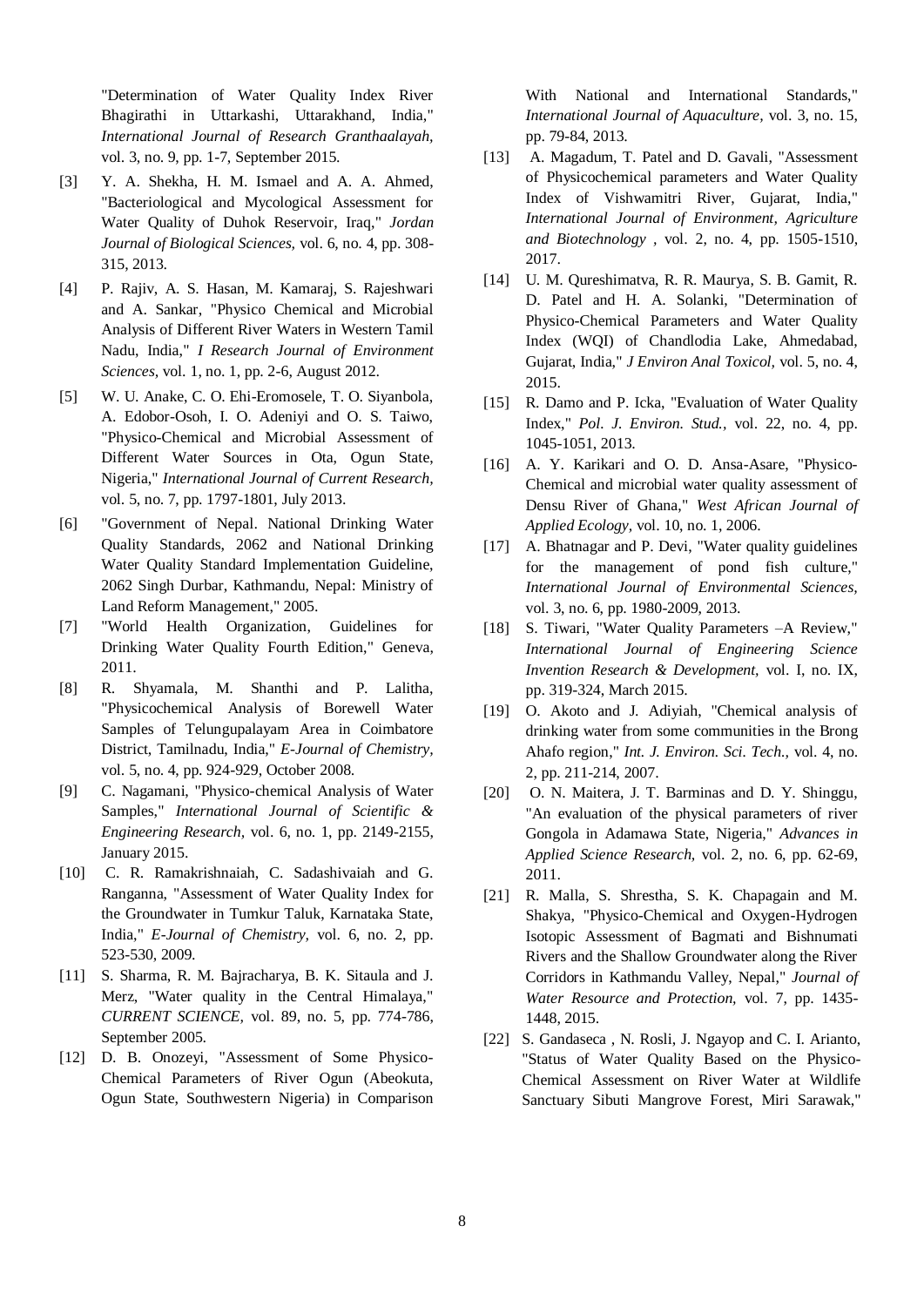"Determination of Water Quality Index River Bhagirathi in Uttarkashi, Uttarakhand, India," *International Journal of Research Granthaalayah*, vol. 3, no. 9, pp. 1-7, September 2015.

[3] Y. A. Shekha, H. M. Ismael and A. A. Ahmed, "Bacteriological and Mycological Assessment for Water Quality of Duhok Reservoir, Iraq," *Jordan Journal of Biological Sciences*, vol. 6, no. 4, pp. 308-315, 2013.

[4] P. Rajiv, A. S. Hasan, M. Kamaraj, S. Rajeshwari and A. Sankar, "Physico Chemical and Microbial Analysis of Different River Waters in Western Tamil Nadu, India," *I Research Journal of Environment Sciences*, vol. 1, no. 1, pp. 2-6, August 2012.

[5] W. U. Anake, C. O. Ehi-Eromosele, T. O. Siyanbola, A. Edobor-Osoh, I. O. Adeniyi and O. S. Taiwo, "Physico-Chemical and Microbial Assessment of Different Water Sources in Ota, Ogun State, Nigeria," *International Journal of Current Research*, vol. 5, no. 7, pp. 1797-1801, July 2013.

[6] "Government of Nepal. National Drinking Water Quality Standards, 2062 and National Drinking Water Quality Standard Implementation Guideline, 2062 Singh Durbar, Kathmandu, Nepal: Ministry of Land Reform Management," 2005.

[7] "World Health Organization, Guidelines for Drinking Water Quality Fourth Edition," Geneva, 2011.

[8] R. Shyamala, M. Shanthi and P. Lalitha, "Physicochemical Analysis of Borewell Water Samples of Telungupalayam Area in Coimbatore District, Tamilnadu, India," *E-Journal of Chemistry*, vol. 5, no. 4, pp. 924-929, October 2008.

[9] C. Nagamani, "Physico-chemical Analysis of Water Samples," *International Journal of Scientific & Engineering Research*, vol. 6, no. 1, pp. 2149-2155, January 2015.

[10] C. R. Ramakrishnaiah, C. Sadashivaiah and G. Ranganna, "Assessment of Water Quality Index for the Groundwater in Tumkur Taluk, Karnataka State, India," *E-Journal of Chemistry*, vol. 6, no. 2, pp. 523-530, 2009.

[11] S. Sharma, R. M. Bajracharya, B. K. Sitaula and J. Merz, "Water quality in the Central Himalaya," *CURRENT SCIENCE*, vol. 89, no. 5, pp. 774-786, September 2005.

[12] D. B. Onozeyi, "Assessment of Some Physico-Chemical Parameters of River Ogun (Abeokuta, Ogun State, Southwestern Nigeria) in Comparison With National and International Standards," *International Journal of Aquaculture*, vol. 3, no. 15, pp. 79-84, 2013.

[13] A. Magadum, T. Patel and D. Gavali, "Assessment of Physicochemical parameters and Water Quality Index of Vishwamitri River, Gujarat, India," *International Journal of Environment, Agriculture and Biotechnology* , vol. 2, no. 4, pp. 1505-1510, 2017.

[14] U. M. Qureshimatva, R. R. Maurya, S. B. Gamit, R. D. Patel and H. A. Solanki, "Determination of Physico-Chemical Parameters and Water Quality Index (WQI) of Chandlodia Lake, Ahmedabad, Gujarat, India," *J Environ Anal Toxicol*, vol. 5, no. 4, 2015.

[15] R. Damo and P. Icka, "Evaluation of Water Quality Index," *Pol. J. Environ. Stud.*, vol. 22, no. 4, pp. 1045-1051, 2013.

[16] A. Y. Karikari and O. D. Ansa-Asare, "Physico-Chemical and microbial water quality assessment of Densu River of Ghana," *West African Journal of Applied Ecology*, vol. 10, no. 1, 2006.

[17] A. Bhatnagar and P. Devi, "Water quality guidelines for the management of pond fish culture," *International Journal of Environmental Sciences*, vol. 3, no. 6, pp. 1980-2009, 2013.

[18] S. Tiwari, "Water Quality Parameters –A Review," *International Journal of Engineering Science Invention Research & Development*, vol. I, no. IX, pp. 319-324, March 2015.

[19] O. Akoto and J. Adiyiah, "Chemical analysis of drinking water from some communities in the Brong Ahafo region," *Int. J. Environ. Sci. Tech.*, vol. 4, no. 2, pp. 211-214, 2007.

[20] O. N. Maitera, J. T. Barminas and D. Y. Shinggu, "An evaluation of the physical parameters of river Gongola in Adamawa State, Nigeria," *Advances in Applied Science Research*, vol. 2, no. 6, pp. 62-69, 2011.

[21] R. Malla, S. Shrestha, S. K. Chapagain and M. Shakya, "Physico-Chemical and Oxygen-Hydrogen Isotopic Assessment of Bagmati and Bishnumati Rivers and the Shallow Groundwater along the River Corridors in Kathmandu Valley, Nepal," *Journal of Water Resource and Protection*, vol. 7, pp. 1435-1448, 2015.

[22] S. Gandaseca , N. Rosli, J. Ngayop and C. I. Arianto, "Status of Water Quality Based on the Physico-Chemical Assessment on River Water at Wildlife Sanctuary Sibuti Mangrove Forest, Miri Sarawak,"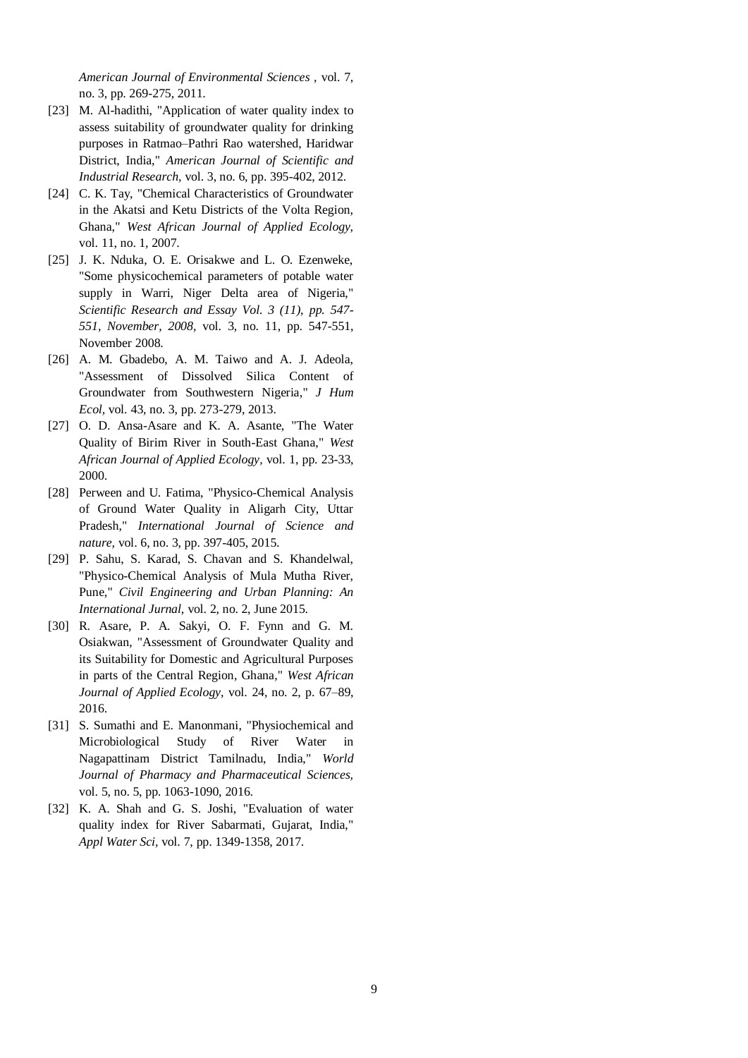*American Journal of Environmental Sciences* , vol. 7, no. 3, pp. 269-275, 2011.

[23] M. Al-hadithi, "Application of water quality index to assess suitability of groundwater quality for drinking purposes in Ratmao–Pathri Rao watershed, Haridwar District, India," *American Journal of Scientific and Industrial Research*, vol. 3, no. 6, pp. 395-402, 2012.

[24] C. K. Tay, "Chemical Characteristics of Groundwater in the Akatsi and Ketu Districts of the Volta Region, Ghana," *West African Journal of Applied Ecology,* vol. 11, no. 1, 2007.

[25] J. K. Nduka, O. E. Orisakwe and L. O. Ezenweke, "Some physicochemical parameters of potable water supply in Warri, Niger Delta area of Nigeria," *Scientific Research and Essay Vol. 3 (11), pp. 547-551, November, 2008,* vol. 3, no. 11, pp. 547-551, November 2008.

[26] A. M. Gbadebo, A. M. Taiwo and A. J. Adeola, "Assessment of Dissolved Silica Content of Groundwater from Southwestern Nigeria," *J Hum Ecol*, vol. 43, no. 3, pp. 273-279, 2013.

[27] O. D. Ansa-Asare and K. A. Asante, "The Water Quality of Birim River in South-East Ghana," *West African Journal of Applied Ecology*, vol. 1, pp. 23-33, 2000.

[28] Perween and U. Fatima, "Physico-Chemical Analysis of Ground Water Quality in Aligarh City, Uttar Pradesh," *International Journal of Science and nature,* vol. 6, no. 3, pp. 397-405, 2015.

[29] P. Sahu, S. Karad, S. Chavan and S. Khandelwal, "Physico-Chemical Analysis of Mula Mutha River, Pune," *Civil Engineering and Urban Planning: An International Jurnal*, vol. 2, no. 2, June 2015.

[30] R. Asare, P. A. Sakyi, O. F. Fynn and G. M. Osiakwan, "Assessment of Groundwater Quality and its Suitability for Domestic and Agricultural Purposes in parts of the Central Region, Ghana," *West African Journal of Applied Ecology*, vol. 24, no. 2, p. 67–89, 2016.

[31] S. Sumathi and E. Manonmani, "Physiochemical and Microbiological Study of River Water in Nagapattinam District Tamilnadu, India," *World Journal of Pharmacy and Pharmaceutical Sciences,* vol. 5, no. 5, pp. 1063-1090, 2016.

[32] K. A. Shah and G. S. Joshi, "Evaluation of water quality index for River Sabarmati, Gujarat, India," *Appl Water Sci,* vol. 7, pp. 1349-1358, 2017.